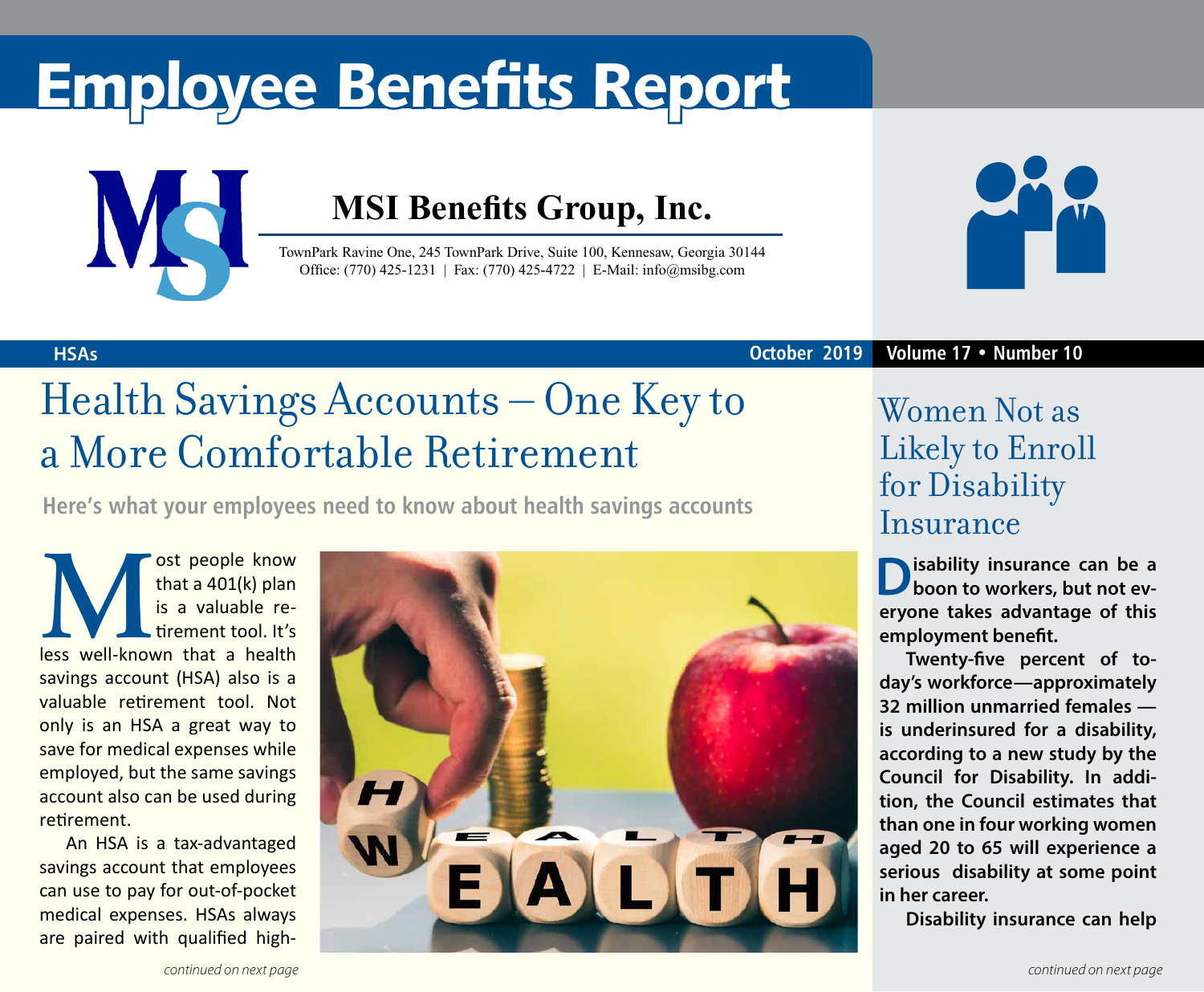# Employee Benefits Report

## MSI Benefits Group, Inc.

TownPark Ravine One, 245 TownPark Drive, Suite 100, Kennesaw, Georgia 30144
Office: (770) 425-1231 | Fax: (770) 425-4722 | E-Mail: info@msibg.com

HSAs — October 2019 — Volume 17 • Number 10

## Health Savings Accounts – One Key to a More Comfortable Retirement

**Here's what your employees need to know about health savings accounts**

Most people know that a 401(k) plan is a valuable retirement tool. It's less well-known that a health savings account (HSA) also is a valuable retirement tool. Not only is an HSA a great way to save for medical expenses while employed, but the same savings account also can be used during retirement.

An HSA is a tax-advantaged savings account that employees can use to pay for out-of-pocket medical expenses. HSAs always are paired with qualified high-

*continued on next page*

## Women Not as Likely to Enroll for Disability Insurance

**Disability insurance can be a boon to workers, but not everyone takes advantage of this employment benefit.**

**Twenty-five percent of today's workforce—approximately 32 million unmarried females — is underinsured for a disability, according to a new study by the Council for Disability. In addition, the Council estimates that than one in four working women aged 20 to 65 will experience a serious disability at some point in her career.**

**Disability insurance can help**

*continued on next page*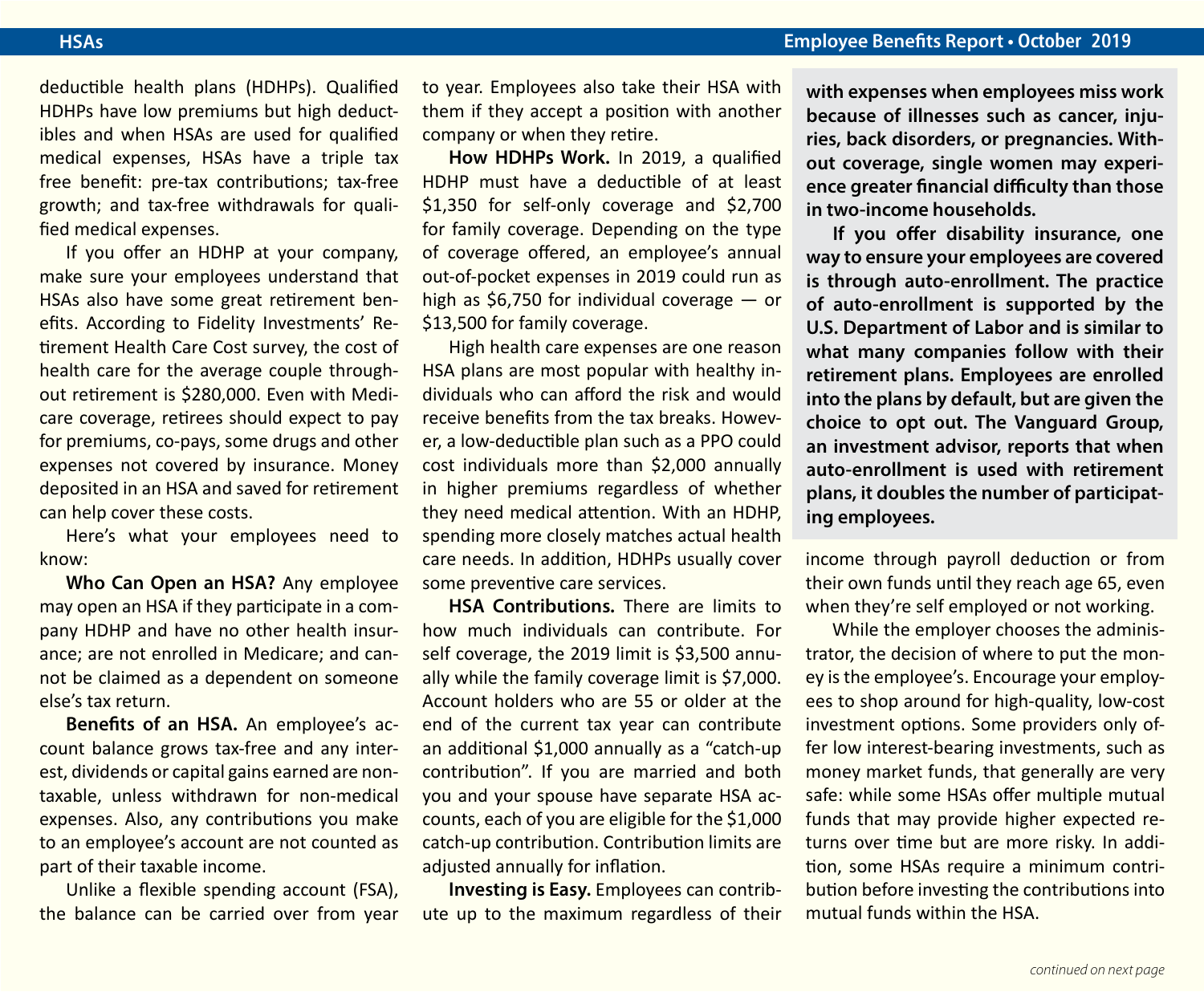deductible health plans (HDHPs). Qualified HDHPs have low premiums but high deductibles and when HSAs are used for qualified medical expenses, HSAs have a triple tax free benefit: pre-tax contributions; tax-free growth; and tax-free withdrawals for qualified medical expenses.

If you offer an HDHP at your company, make sure your employees understand that HSAs also have some great retirement benefits. According to Fidelity Investments' Retirement Health Care Cost survey, the cost of health care for the average couple throughout retirement is $280,000. Even with Medicare coverage, retirees should expect to pay for premiums, co-pays, some drugs and other expenses not covered by insurance. Money deposited in an HSA and saved for retirement can help cover these costs.

Here's what your employees need to know:

**Who Can Open an HSA?** Any employee may open an HSA if they participate in a company HDHP and have no other health insurance; are not enrolled in Medicare; and cannot be claimed as a dependent on someone else's tax return.

**Benefits of an HSA.** An employee's account balance grows tax-free and any interest, dividends or capital gains earned are nontaxable, unless withdrawn for non-medical expenses. Also, any contributions you make to an employee's account are not counted as part of their taxable income.

Unlike a flexible spending account (FSA), the balance can be carried over from year to year. Employees also take their HSA with them if they accept a position with another company or when they retire.

**How HDHPs Work.** In 2019, a qualified HDHP must have a deductible of at least $1,350 for self-only coverage and $2,700 for family coverage. Depending on the type of coverage offered, an employee's annual out-of-pocket expenses in 2019 could run as high as $6,750 for individual coverage — or $13,500 for family coverage.

High health care expenses are one reason HSA plans are most popular with healthy individuals who can afford the risk and would receive benefits from the tax breaks. However, a low-deductible plan such as a PPO could cost individuals more than $2,000 annually in higher premiums regardless of whether they need medical attention. With an HDHP, spending more closely matches actual health care needs. In addition, HDHPs usually cover some preventive care services.

**HSA Contributions.** There are limits to how much individuals can contribute. For self coverage, the 2019 limit is $3,500 annually while the family coverage limit is $7,000. Account holders who are 55 or older at the end of the current tax year can contribute an additional $1,000 annually as a "catch-up contribution". If you are married and both you and your spouse have separate HSA accounts, each of you are eligible for the $1,000 catch-up contribution. Contribution limits are adjusted annually for inflation.

**Investing is Easy.** Employees can contribute up to the maximum regardless of their income through payroll deduction or from their own funds until they reach age 65, even when they're self employed or not working.

While the employer chooses the administrator, the decision of where to put the money is the employee's. Encourage your employees to shop around for high-quality, low-cost investment options. Some providers only offer low interest-bearing investments, such as money market funds, that generally are very safe: while some HSAs offer multiple mutual funds that may provide higher expected returns over time but are more risky. In addition, some HSAs require a minimum contribution before investing the contributions into mutual funds within the HSA.

**with expenses when employees miss work because of illnesses such as cancer, injuries, back disorders, or pregnancies. Without coverage, single women may experience greater financial difficulty than those in two-income households.**

**If you offer disability insurance, one way to ensure your employees are covered is through auto-enrollment. The practice of auto-enrollment is supported by the U.S. Department of Labor and is similar to what many companies follow with their retirement plans. Employees are enrolled into the plans by default, but are given the choice to opt out. The Vanguard Group, an investment advisor, reports that when auto-enrollment is used with retirement plans, it doubles the number of participating employees.**

*continued on next page*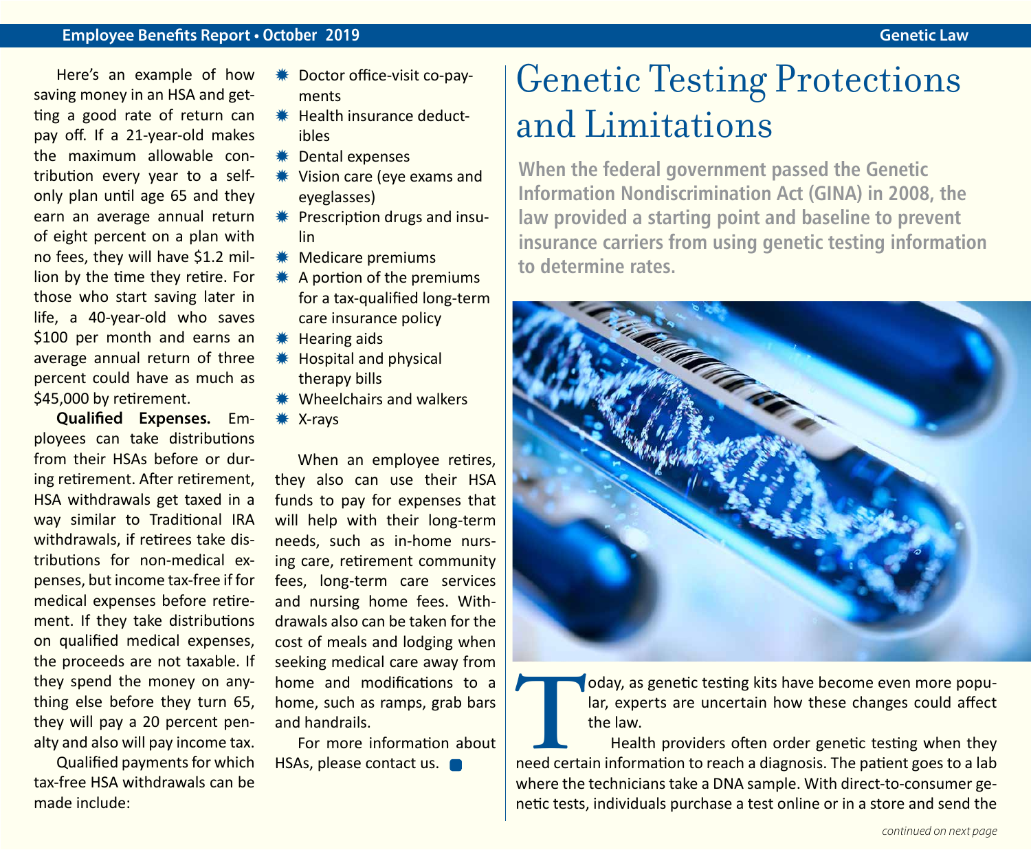Here's an example of how saving money in an HSA and getting a good rate of return can pay off. If a 21-year-old makes the maximum allowable contribution every year to a self-only plan until age 65 and they earn an average annual return of eight percent on a plan with no fees, they will have $1.2 million by the time they retire. For those who start saving later in life, a 40-year-old who saves $100 per month and earns an average annual return of three percent could have as much as $45,000 by retirement.

**Qualified Expenses.** Employees can take distributions from their HSAs before or during retirement. After retirement, HSA withdrawals get taxed in a way similar to Traditional IRA withdrawals, if retirees take distributions for non-medical expenses, but income tax-free if for medical expenses before retirement. If they take distributions on qualified medical expenses, the proceeds are not taxable. If they spend the money on anything else before they turn 65, they will pay a 20 percent penalty and also will pay income tax.

Qualified payments for which tax-free HSA withdrawals can be made include:

- Doctor office-visit co-payments
- Health insurance deductibles
- Dental expenses
- Vision care (eye exams and eyeglasses)
- Prescription drugs and insulin
- Medicare premiums
- A portion of the premiums for a tax-qualified long-term care insurance policy
- Hearing aids
- Hospital and physical therapy bills
- Wheelchairs and walkers
- X-rays

When an employee retires, they also can use their HSA funds to pay for expenses that will help with their long-term needs, such as in-home nursing care, retirement community fees, long-term care services and nursing home fees. Withdrawals also can be taken for the cost of meals and lodging when seeking medical care away from home and modifications to a home, such as ramps, grab bars and handrails.

For more information about HSAs, please contact us.

# Genetic Testing Protections and Limitations

**When the federal government passed the Genetic Information Nondiscrimination Act (GINA) in 2008, the law provided a starting point and baseline to prevent insurance carriers from using genetic testing information to determine rates.**

Today, as genetic testing kits have become even more popular, experts are uncertain how these changes could affect the law.

Health providers often order genetic testing when they need certain information to reach a diagnosis. The patient goes to a lab where the technicians take a DNA sample. With direct-to-consumer genetic tests, individuals purchase a test online or in a store and send the

*continued on next page*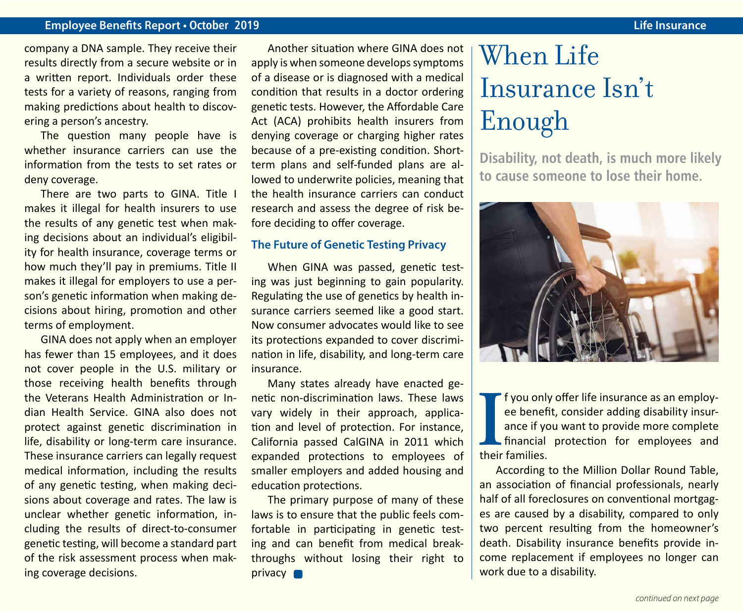company a DNA sample. They receive their results directly from a secure website or in a written report. Individuals order these tests for a variety of reasons, ranging from making predictions about health to discovering a person's ancestry.

The question many people have is whether insurance carriers can use the information from the tests to set rates or deny coverage.

There are two parts to GINA. Title I makes it illegal for health insurers to use the results of any genetic test when making decisions about an individual's eligibility for health insurance, coverage terms or how much they'll pay in premiums. Title II makes it illegal for employers to use a person's genetic information when making decisions about hiring, promotion and other terms of employment.

GINA does not apply when an employer has fewer than 15 employees, and it does not cover people in the U.S. military or those receiving health benefits through the Veterans Health Administration or Indian Health Service. GINA also does not protect against genetic discrimination in life, disability or long-term care insurance. These insurance carriers can legally request medical information, including the results of any genetic testing, when making decisions about coverage and rates. The law is unclear whether genetic information, including the results of direct-to-consumer genetic testing, will become a standard part of the risk assessment process when making coverage decisions.

Another situation where GINA does not apply is when someone develops symptoms of a disease or is diagnosed with a medical condition that results in a doctor ordering genetic tests. However, the Affordable Care Act (ACA) prohibits health insurers from denying coverage or charging higher rates because of a pre-existing condition. Short-term plans and self-funded plans are allowed to underwrite policies, meaning that the health insurance carriers can conduct research and assess the degree of risk before deciding to offer coverage.

### The Future of Genetic Testing Privacy

When GINA was passed, genetic testing was just beginning to gain popularity. Regulating the use of genetics by health insurance carriers seemed like a good start. Now consumer advocates would like to see its protections expanded to cover discrimination in life, disability, and long-term care insurance.

Many states already have enacted genetic non-discrimination laws. These laws vary widely in their approach, application and level of protection. For instance, California passed CalGINA in 2011 which expanded protections to employees of smaller employers and added housing and education protections.

The primary purpose of many of these laws is to ensure that the public feels comfortable in participating in genetic testing and can benefit from medical breakthroughs without losing their right to privacy

# When Life Insurance Isn't Enough

**Disability, not death, is much more likely to cause someone to lose their home.**

If you only offer life insurance as an employee benefit, consider adding disability insurance if you want to provide more complete financial protection for employees and their families.

According to the Million Dollar Round Table, an association of financial professionals, nearly half of all foreclosures on conventional mortgages are caused by a disability, compared to only two percent resulting from the homeowner's death. Disability insurance benefits provide income replacement if employees no longer can work due to a disability.

*continued on next page*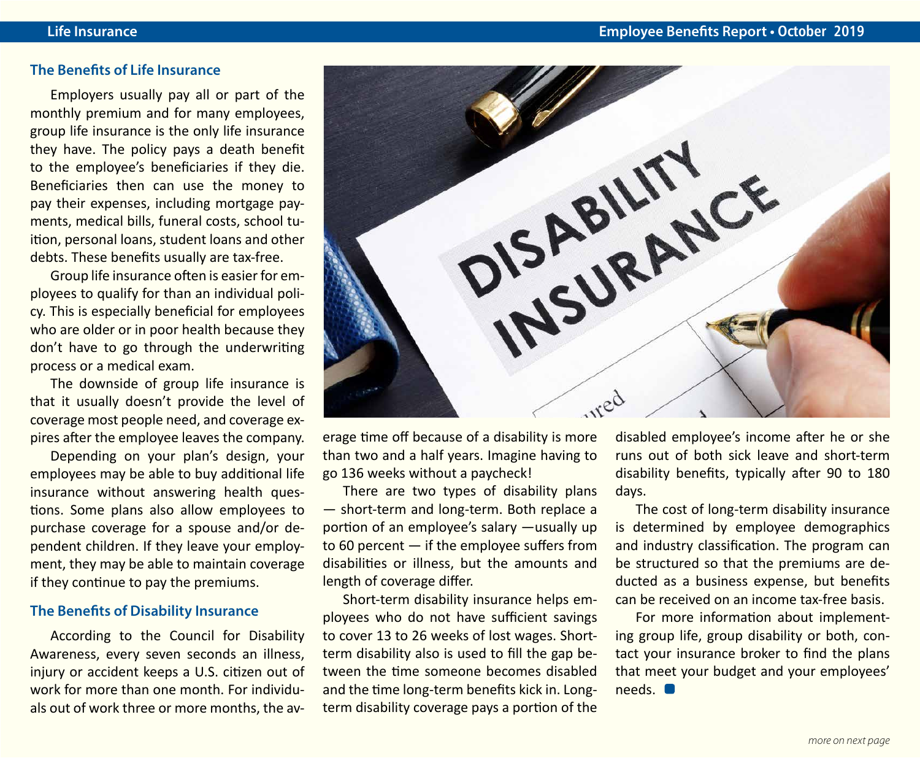## The Benefits of Life Insurance

Employers usually pay all or part of the monthly premium and for many employees, group life insurance is the only life insurance they have. The policy pays a death benefit to the employee's beneficiaries if they die. Beneficiaries then can use the money to pay their expenses, including mortgage payments, medical bills, funeral costs, school tuition, personal loans, student loans and other debts. These benefits usually are tax-free.

Group life insurance often is easier for employees to qualify for than an individual policy. This is especially beneficial for employees who are older or in poor health because they don't have to go through the underwriting process or a medical exam.

The downside of group life insurance is that it usually doesn't provide the level of coverage most people need, and coverage expires after the employee leaves the company.

Depending on your plan's design, your employees may be able to buy additional life insurance without answering health questions. Some plans also allow employees to purchase coverage for a spouse and/or dependent children. If they leave your employment, they may be able to maintain coverage if they continue to pay the premiums.

## The Benefits of Disability Insurance

According to the Council for Disability Awareness, every seven seconds an illness, injury or accident keeps a U.S. citizen out of work for more than one month. For individuals out of work three or more months, the average time off because of a disability is more than two and a half years. Imagine having to go 136 weeks without a paycheck!

There are two types of disability plans — short-term and long-term. Both replace a portion of an employee's salary —usually up to 60 percent — if the employee suffers from disabilities or illness, but the amounts and length of coverage differ.

Short-term disability insurance helps employees who do not have sufficient savings to cover 13 to 26 weeks of lost wages. Short-term disability also is used to fill the gap between the time someone becomes disabled and the time long-term benefits kick in. Long-term disability coverage pays a portion of the disabled employee's income after he or she runs out of both sick leave and short-term disability benefits, typically after 90 to 180 days.

The cost of long-term disability insurance is determined by employee demographics and industry classification. The program can be structured so that the premiums are deducted as a business expense, but benefits can be received on an income tax-free basis.

For more information about implementing group life, group disability or both, contact your insurance broker to find the plans that meet your budget and your employees' needs.

*more on next page*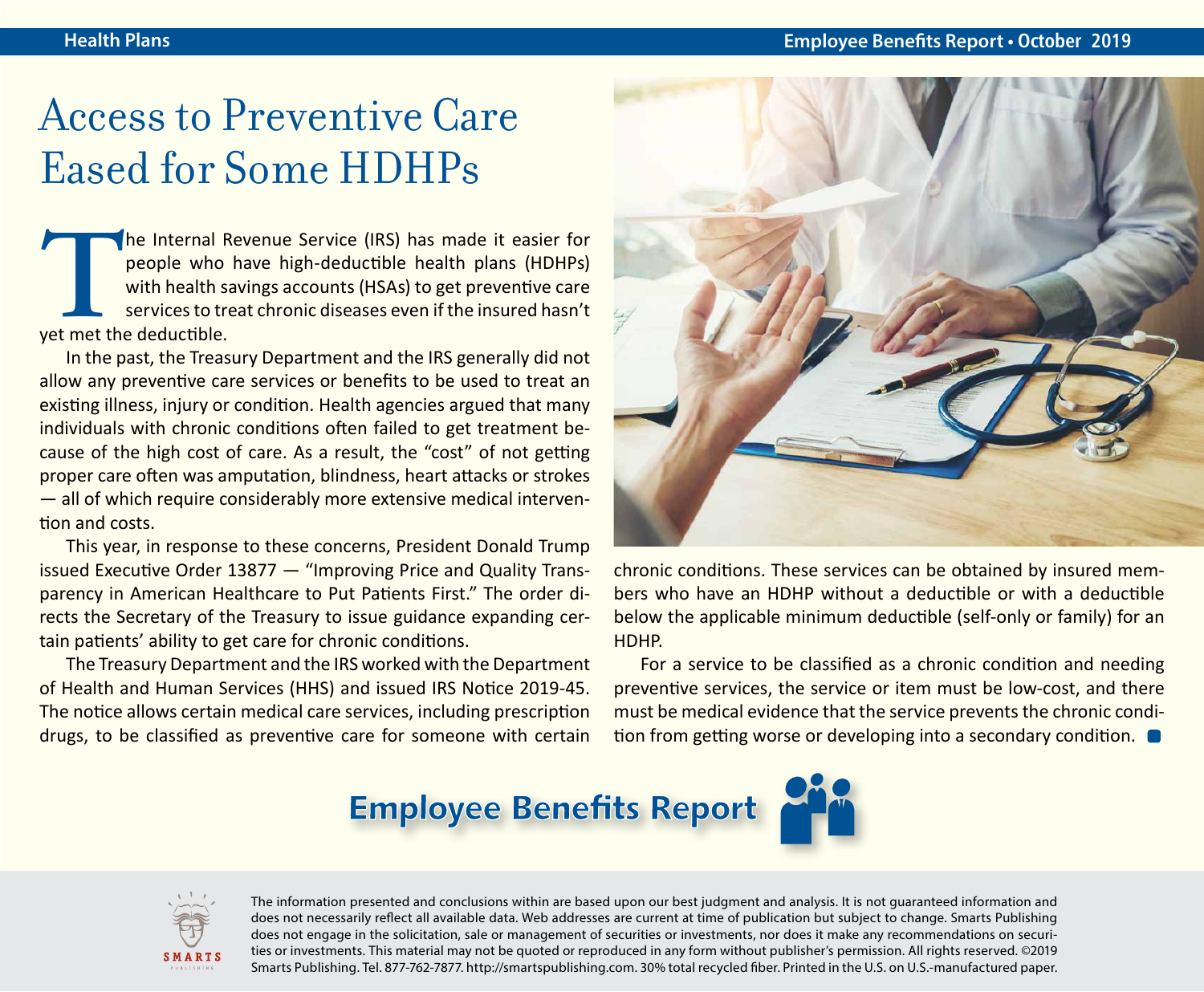# Access to Preventive Care Eased for Some HDHPs

The Internal Revenue Service (IRS) has made it easier for people who have high-deductible health plans (HDHPs) with health savings accounts (HSAs) to get preventive care services to treat chronic diseases even if the insured hasn't yet met the deductible.

In the past, the Treasury Department and the IRS generally did not allow any preventive care services or benefits to be used to treat an existing illness, injury or condition. Health agencies argued that many individuals with chronic conditions often failed to get treatment because of the high cost of care. As a result, the "cost" of not getting proper care often was amputation, blindness, heart attacks or strokes — all of which require considerably more extensive medical intervention and costs.

This year, in response to these concerns, President Donald Trump issued Executive Order 13877 — "Improving Price and Quality Transparency in American Healthcare to Put Patients First." The order directs the Secretary of the Treasury to issue guidance expanding certain patients' ability to get care for chronic conditions.

The Treasury Department and the IRS worked with the Department of Health and Human Services (HHS) and issued IRS Notice 2019-45. The notice allows certain medical care services, including prescription drugs, to be classified as preventive care for someone with certain chronic conditions. These services can be obtained by insured members who have an HDHP without a deductible or with a deductible below the applicable minimum deductible (self-only or family) for an HDHP.

For a service to be classified as a chronic condition and needing preventive services, the service or item must be low-cost, and there must be medical evidence that the service prevents the chronic condition from getting worse or developing into a secondary condition.

**Employee Benefits Report**

The information presented and conclusions within are based upon our best judgment and analysis. It is not guaranteed information and does not necessarily reflect all available data. Web addresses are current at time of publication but subject to change. Smarts Publishing does not engage in the solicitation, sale or management of securities or investments, nor does it make any recommendations on securities or investments. This material may not be quoted or reproduced in any form without publisher's permission. All rights reserved. ©2019 Smarts Publishing. Tel. 877-762-7877. http://smartspublishing.com. 30% total recycled fiber. Printed in the U.S. on U.S.-manufactured paper.